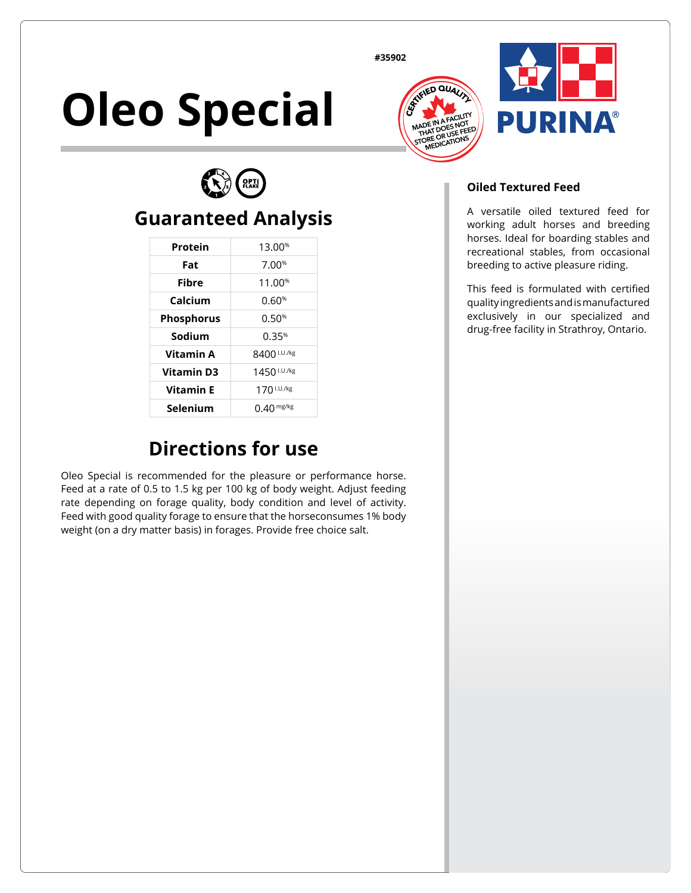#35902

# Oleo Special

CERTIFIED QUALITY — MADE IN A FACILITY THAT DOES NOT STORE OR USE FEED MEDICATIONS

PURINA®

## Guaranteed Analysis

| Nutrient | Value |
|---|---|
| Protein | 13.00% |
| Fat | 7.00% |
| Fibre | 11.00% |
| Calcium | 0.60% |
| Phosphorus | 0.50% |
| Sodium | 0.35% |
| Vitamin A | 8400 I.U./kg |
| Vitamin D3 | 1450 I.U./kg |
| Vitamin E | 170 I.U./kg |
| Selenium | 0.40 mg/kg |

## Directions for use

Oleo Special is recommended for the pleasure or performance horse. Feed at a rate of 0.5 to 1.5 kg per 100 kg of body weight. Adjust feeding rate depending on forage quality, body condition and level of activity. Feed with good quality forage to ensure that the horseconsumes 1% body weight (on a dry matter basis) in forages. Provide free choice salt.

### Oiled Textured Feed

A versatile oiled textured feed for working adult horses and breeding horses. Ideal for boarding stables and recreational stables, from occasional breeding to active pleasure riding.

This feed is formulated with certified quality ingredients and is manufactured exclusively in our specialized and drug-free facility in Strathroy, Ontario.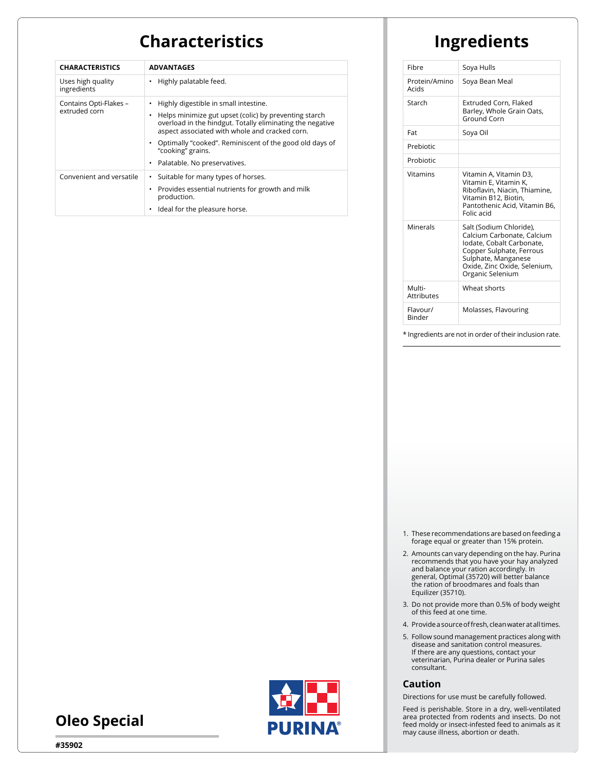## Characteristics

| CHARACTERISTICS | ADVANTAGES |
|---|---|
| Uses high quality ingredients | • Highly palatable feed. |
| Contains Opti-Flakes – extruded corn | • Highly digestible in small intestine.<br>• Helps minimize gut upset (colic) by preventing starch overload in the hindgut. Totally eliminating the negative aspect associated with whole and cracked corn.<br>• Optimally "cooked". Reminiscent of the good old days of "cooking" grains.<br>• Palatable. No preservatives. |
| Convenient and versatile | • Suitable for many types of horses.<br>• Provides essential nutrients for growth and milk production.<br>• Ideal for the pleasure horse. |

## Ingredients

| | |
|---|---|
| Fibre | Soya Hulls |
| Protein/Amino Acids | Soya Bean Meal |
| Starch | Extruded Corn, Flaked Barley, Whole Grain Oats, Ground Corn |
| Fat | Soya Oil |
| Prebiotic | |
| Probiotic | |
| Vitamins | Vitamin A, Vitamin D3, Vitamin E, Vitamin K, Riboflavin, Niacin, Thiamine, Vitamin B12, Biotin, Pantothenic Acid, Vitamin B6, Folic acid |
| Minerals | Salt (Sodium Chloride), Calcium Carbonate, Calcium Iodate, Cobalt Carbonate, Copper Sulphate, Ferrous Sulphate, Manganese Oxide, Zinc Oxide, Selenium, Organic Selenium |
| Multi-Attributes | Wheat shorts |
| Flavour/ Binder | Molasses, Flavouring |

* Ingredients are not in order of their inclusion rate.

1. These recommendations are based on feeding a forage equal or greater than 15% protein.
2. Amounts can vary depending on the hay. Purina recommends that you have your hay analyzed and balance your ration accordingly. In general, Optimal (35720) will better balance the ration of broodmares and foals than Equilizer (35710).
3. Do not provide more than 0.5% of body weight of this feed at one time.
4. Provide a source of fresh, clean water at all times.
5. Follow sound management practices along with disease and sanitation control measures. If there are any questions, contact your veterinarian, Purina dealer or Purina sales consultant.

### Caution

Directions for use must be carefully followed.

Feed is perishable. Store in a dry, well-ventilated area protected from rodents and insects. Do not feed moldy or insect-infested feed to animals as it may cause illness, abortion or death.

## Oleo Special

**#35902**

PURINA®